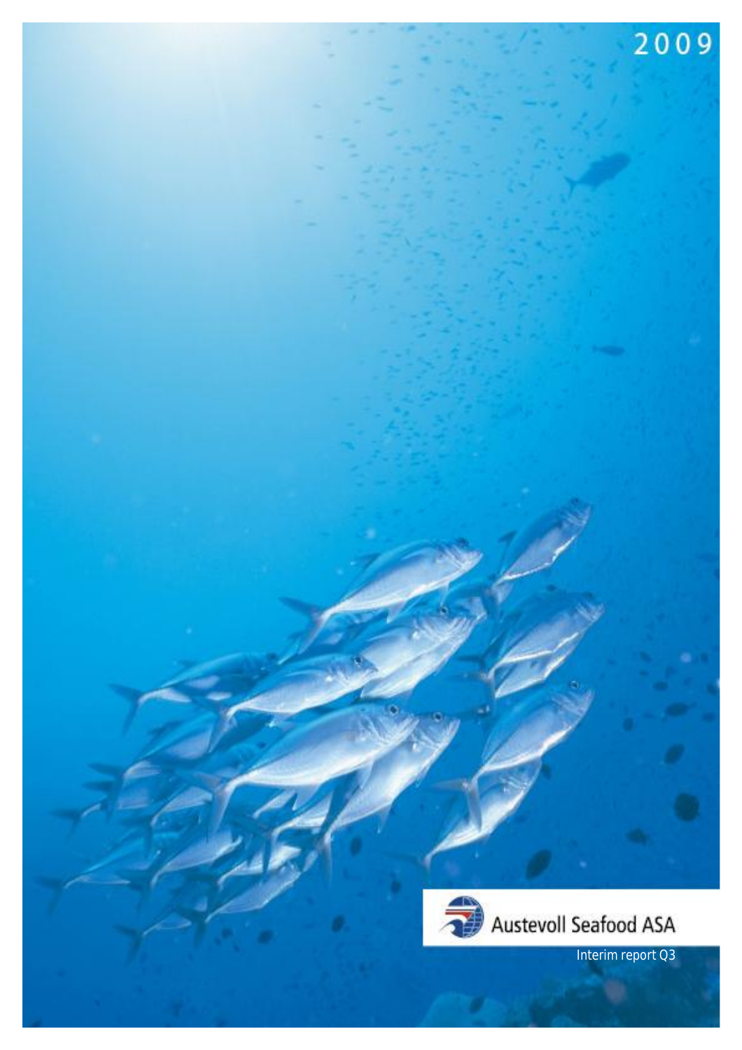2009

Austevoll Seafood ASA

Interim report Q3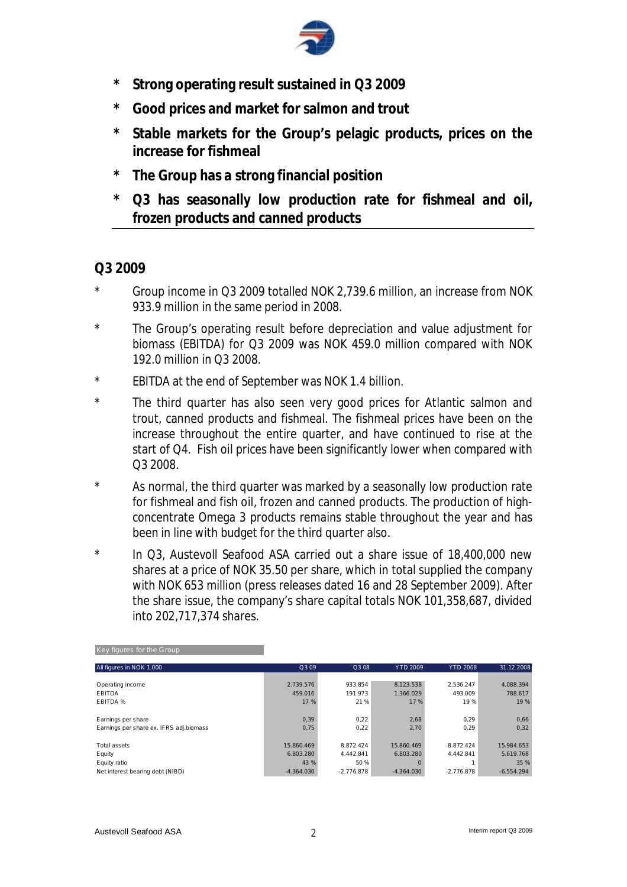- **Strong operating result sustained in Q3 2009**
- **Good prices and market for salmon and trout**
- **Stable markets for the Group's pelagic products, prices on the increase for fishmeal**
- **The Group has a strong financial position**
- **Q3 has seasonally low production rate for fishmeal and oil, frozen products and canned products**

## Q3 2009

- Group income in Q3 2009 totalled NOK 2,739.6 million, an increase from NOK 933.9 million in the same period in 2008.
- The Group's operating result before depreciation and value adjustment for biomass (EBITDA) for Q3 2009 was NOK 459.0 million compared with NOK 192.0 million in Q3 2008.
- EBITDA at the end of September was NOK 1.4 billion.
- The third quarter has also seen very good prices for Atlantic salmon and trout, canned products and fishmeal. The fishmeal prices have been on the increase throughout the entire quarter, and have continued to rise at the start of Q4. Fish oil prices have been significantly lower when compared with Q3 2008.
- As normal, the third quarter was marked by a seasonally low production rate for fishmeal and fish oil, frozen and canned products. The production of high-concentrate Omega 3 products remains stable throughout the year and has been in line with budget for the third quarter also.
- In Q3, Austevoll Seafood ASA carried out a share issue of 18,400,000 new shares at a price of NOK 35.50 per share, which in total supplied the company with NOK 653 million (press releases dated 16 and 28 September 2009). After the share issue, the company's share capital totals NOK 101,358,687, divided into 202,717,374 shares.

Key figures for the Group

| All figures in NOK 1.000 | Q3 09 | Q3 08 | YTD 2009 | YTD 2008 | 31.12.2008 |
|---|---|---|---|---|---|
| Operating income | 2.739.576 | 933.854 | 8.123.538 | 2.536.247 | 4.088.394 |
| EBITDA | 459.016 | 191.973 | 1.366.029 | 493.009 | 788.617 |
| EBITDA % | 17 % | 21 % | 17 % | 19 % | 19 % |
| Earnings per share | 0,39 | 0,22 | 2,68 | 0,29 | 0,66 |
| Earnings per share ex. IFRS adj.biomass | 0,75 | 0,22 | 2,70 | 0,29 | 0,32 |
| Total assets | 15.860.469 | 8.872.424 | 15.860.469 | 8.872.424 | 15.984.653 |
| Equity | 6.803.280 | 4.442.841 | 6.803.280 | 4.442.841 | 5.619.768 |
| Equity ratio | 43 % | 50 % | 0 | 1 | 35 % |
| Net interest bearing debt (NIBD) | -4.364.030 | -2.776.878 | -4.364.030 | -2.776.878 | -6.554.294 |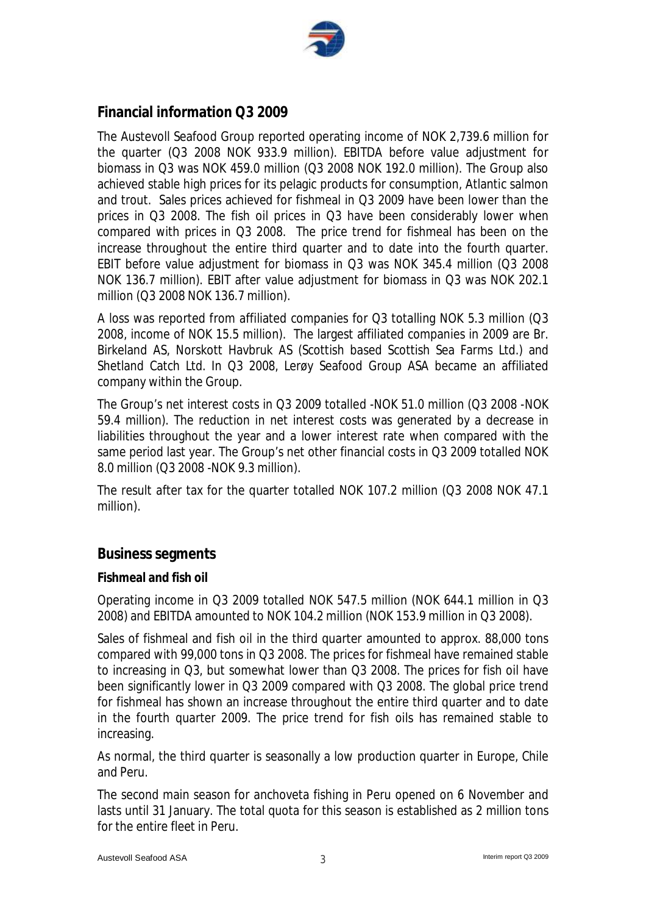## Financial information Q3 2009

The Austevoll Seafood Group reported operating income of NOK 2,739.6 million for the quarter (Q3 2008 NOK 933.9 million). EBITDA before value adjustment for biomass in Q3 was NOK 459.0 million (Q3 2008 NOK 192.0 million). The Group also achieved stable high prices for its pelagic products for consumption, Atlantic salmon and trout. Sales prices achieved for fishmeal in Q3 2009 have been lower than the prices in Q3 2008. The fish oil prices in Q3 have been considerably lower when compared with prices in Q3 2008. The price trend for fishmeal has been on the increase throughout the entire third quarter and to date into the fourth quarter. EBIT before value adjustment for biomass in Q3 was NOK 345.4 million (Q3 2008 NOK 136.7 million). EBIT after value adjustment for biomass in Q3 was NOK 202.1 million (Q3 2008 NOK 136.7 million).

A loss was reported from affiliated companies for Q3 totalling NOK 5.3 million (Q3 2008, income of NOK 15.5 million). The largest affiliated companies in 2009 are Br. Birkeland AS, Norskott Havbruk AS (Scottish based Scottish Sea Farms Ltd.) and Shetland Catch Ltd. In Q3 2008, Lerøy Seafood Group ASA became an affiliated company within the Group.

The Group's net interest costs in Q3 2009 totalled -NOK 51.0 million (Q3 2008 -NOK 59.4 million). The reduction in net interest costs was generated by a decrease in liabilities throughout the year and a lower interest rate when compared with the same period last year. The Group's net other financial costs in Q3 2009 totalled NOK 8.0 million (Q3 2008 -NOK 9.3 million).

The result after tax for the quarter totalled NOK 107.2 million (Q3 2008 NOK 47.1 million).

## Business segments

### Fishmeal and fish oil

Operating income in Q3 2009 totalled NOK 547.5 million (NOK 644.1 million in Q3 2008) and EBITDA amounted to NOK 104.2 million (NOK 153.9 million in Q3 2008).

Sales of fishmeal and fish oil in the third quarter amounted to approx. 88,000 tons compared with 99,000 tons in Q3 2008. The prices for fishmeal have remained stable to increasing in Q3, but somewhat lower than Q3 2008. The prices for fish oil have been significantly lower in Q3 2009 compared with Q3 2008. The global price trend for fishmeal has shown an increase throughout the entire third quarter and to date in the fourth quarter 2009. The price trend for fish oils has remained stable to increasing.

As normal, the third quarter is seasonally a low production quarter in Europe, Chile and Peru.

The second main season for anchoveta fishing in Peru opened on 6 November and lasts until 31 January. The total quota for this season is established as 2 million tons for the entire fleet in Peru.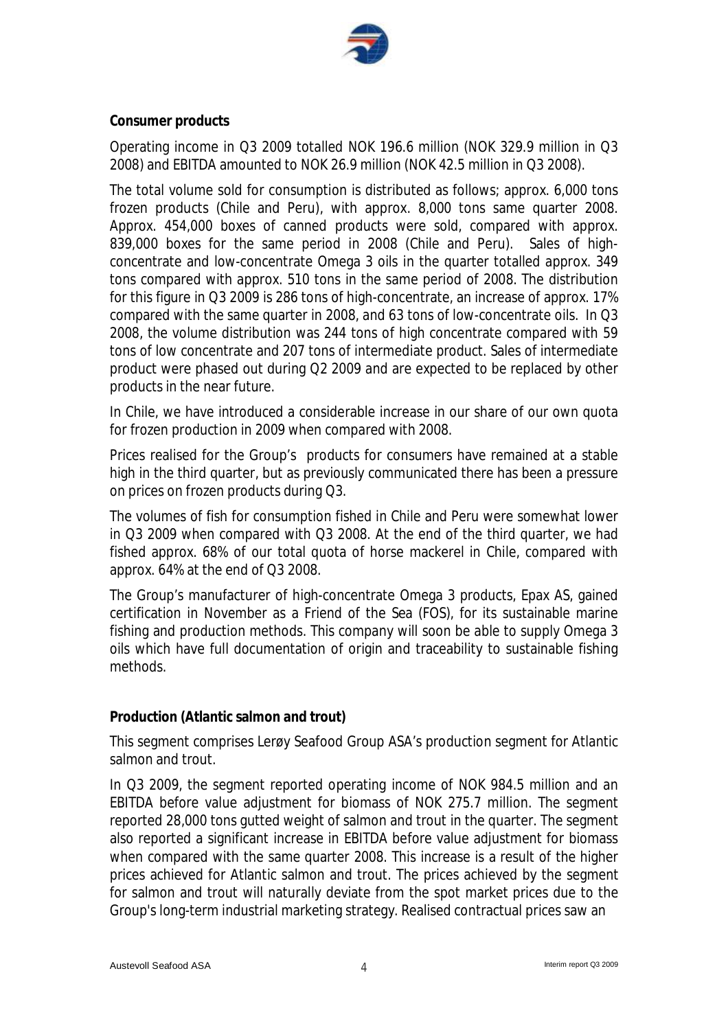**Consumer products**

Operating income in Q3 2009 totalled NOK 196.6 million (NOK 329.9 million in Q3 2008) and EBITDA amounted to NOK 26.9 million (NOK 42.5 million in Q3 2008).

The total volume sold for consumption is distributed as follows; approx. 6,000 tons frozen products (Chile and Peru), with approx. 8,000 tons same quarter 2008. Approx. 454,000 boxes of canned products were sold, compared with approx. 839,000 boxes for the same period in 2008 (Chile and Peru). Sales of high-concentrate and low-concentrate Omega 3 oils in the quarter totalled approx. 349 tons compared with approx. 510 tons in the same period of 2008. The distribution for this figure in Q3 2009 is 286 tons of high-concentrate, an increase of approx. 17% compared with the same quarter in 2008, and 63 tons of low-concentrate oils. In Q3 2008, the volume distribution was 244 tons of high concentrate compared with 59 tons of low concentrate and 207 tons of intermediate product. Sales of intermediate product were phased out during Q2 2009 and are expected to be replaced by other products in the near future.

In Chile, we have introduced a considerable increase in our share of our own quota for frozen production in 2009 when compared with 2008.

Prices realised for the Group's products for consumers have remained at a stable high in the third quarter, but as previously communicated there has been a pressure on prices on frozen products during Q3.

The volumes of fish for consumption fished in Chile and Peru were somewhat lower in Q3 2009 when compared with Q3 2008. At the end of the third quarter, we had fished approx. 68% of our total quota of horse mackerel in Chile, compared with approx. 64% at the end of Q3 2008.

The Group's manufacturer of high-concentrate Omega 3 products, Epax AS, gained certification in November as a Friend of the Sea (FOS), for its sustainable marine fishing and production methods. This company will soon be able to supply Omega 3 oils which have full documentation of origin and traceability to sustainable fishing methods.

**Production (Atlantic salmon and trout)**

This segment comprises Lerøy Seafood Group ASA's production segment for Atlantic salmon and trout.

In Q3 2009, the segment reported operating income of NOK 984.5 million and an EBITDA before value adjustment for biomass of NOK 275.7 million. The segment reported 28,000 tons gutted weight of salmon and trout in the quarter. The segment also reported a significant increase in EBITDA before value adjustment for biomass when compared with the same quarter 2008. This increase is a result of the higher prices achieved for Atlantic salmon and trout. The prices achieved by the segment for salmon and trout will naturally deviate from the spot market prices due to the Group's long-term industrial marketing strategy. Realised contractual prices saw an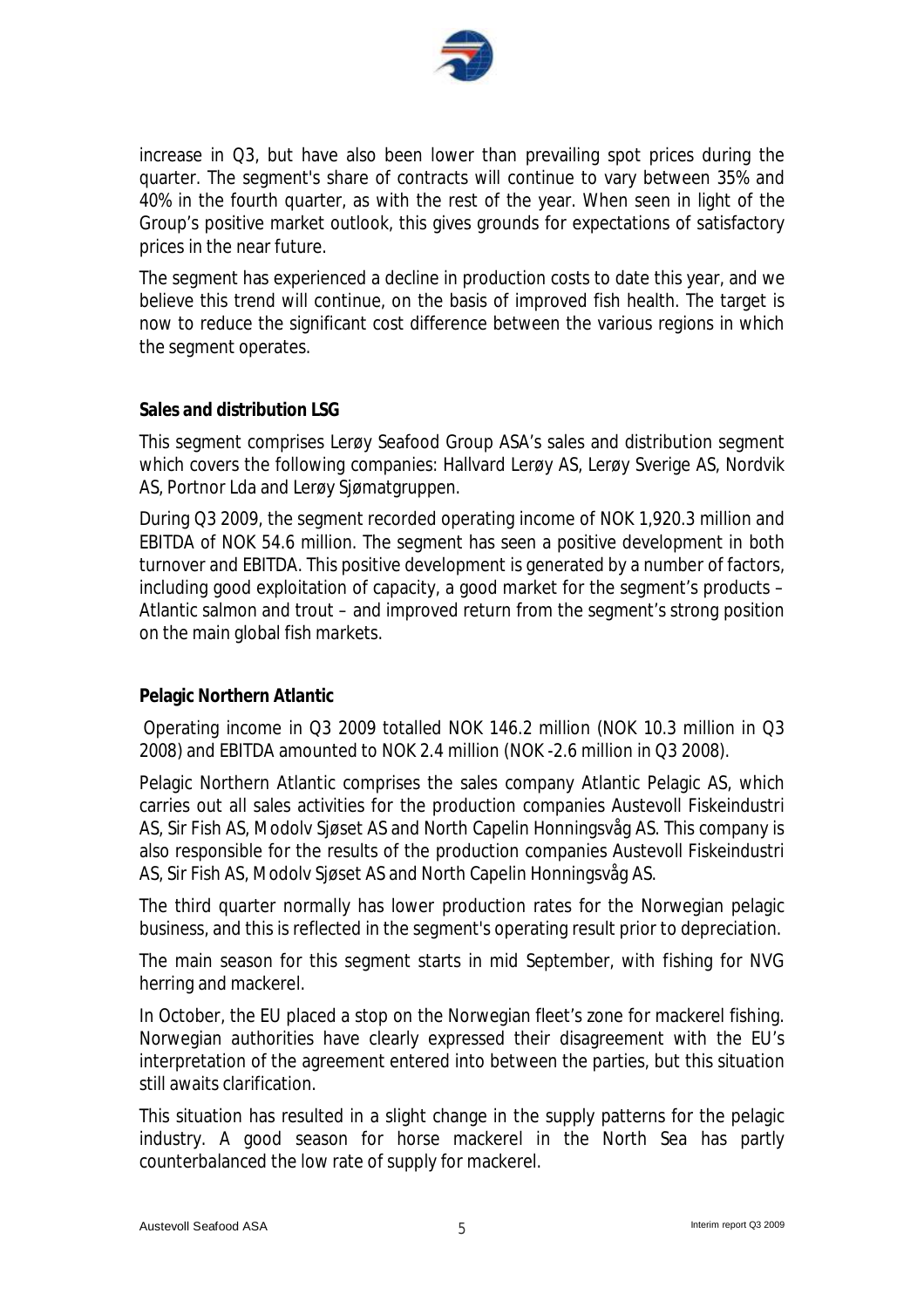increase in Q3, but have also been lower than prevailing spot prices during the quarter. The segment's share of contracts will continue to vary between 35% and 40% in the fourth quarter, as with the rest of the year. When seen in light of the Group's positive market outlook, this gives grounds for expectations of satisfactory prices in the near future.

The segment has experienced a decline in production costs to date this year, and we believe this trend will continue, on the basis of improved fish health. The target is now to reduce the significant cost difference between the various regions in which the segment operates.

**Sales and distribution LSG**

This segment comprises Lerøy Seafood Group ASA's sales and distribution segment which covers the following companies: Hallvard Lerøy AS, Lerøy Sverige AS, Nordvik AS, Portnor Lda and Lerøy Sjømatgruppen.

During Q3 2009, the segment recorded operating income of NOK 1,920.3 million and EBITDA of NOK 54.6 million. The segment has seen a positive development in both turnover and EBITDA. This positive development is generated by a number of factors, including good exploitation of capacity, a good market for the segment's products – Atlantic salmon and trout – and improved return from the segment's strong position on the main global fish markets.

**Pelagic Northern Atlantic**

Operating income in Q3 2009 totalled NOK 146.2 million (NOK 10.3 million in Q3 2008) and EBITDA amounted to NOK 2.4 million (NOK -2.6 million in Q3 2008).

Pelagic Northern Atlantic comprises the sales company Atlantic Pelagic AS, which carries out all sales activities for the production companies Austevoll Fiskeindustri AS, Sir Fish AS, Modolv Sjøset AS and North Capelin Honningsvåg AS. This company is also responsible for the results of the production companies Austevoll Fiskeindustri AS, Sir Fish AS, Modolv Sjøset AS and North Capelin Honningsvåg AS.

The third quarter normally has lower production rates for the Norwegian pelagic business, and this is reflected in the segment's operating result prior to depreciation.

The main season for this segment starts in mid September, with fishing for NVG herring and mackerel.

In October, the EU placed a stop on the Norwegian fleet's zone for mackerel fishing. Norwegian authorities have clearly expressed their disagreement with the EU's interpretation of the agreement entered into between the parties, but this situation still awaits clarification.

This situation has resulted in a slight change in the supply patterns for the pelagic industry. A good season for horse mackerel in the North Sea has partly counterbalanced the low rate of supply for mackerel.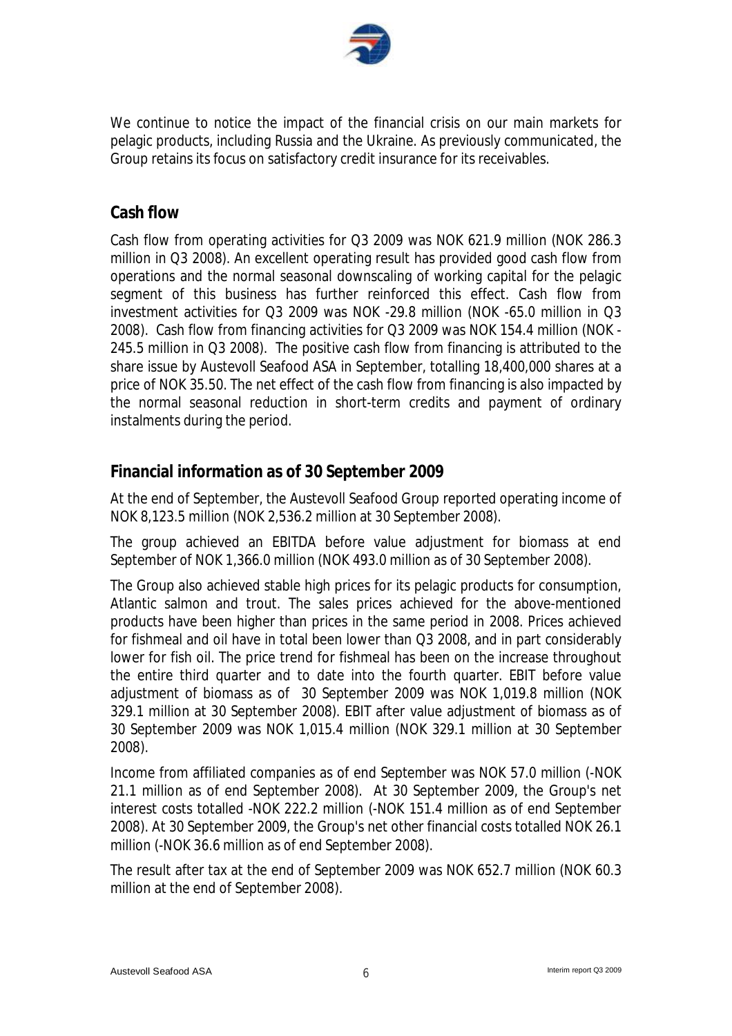We continue to notice the impact of the financial crisis on our main markets for pelagic products, including Russia and the Ukraine. As previously communicated, the Group retains its focus on satisfactory credit insurance for its receivables.

## Cash flow

Cash flow from operating activities for Q3 2009 was NOK 621.9 million (NOK 286.3 million in Q3 2008). An excellent operating result has provided good cash flow from operations and the normal seasonal downscaling of working capital for the pelagic segment of this business has further reinforced this effect. Cash flow from investment activities for Q3 2009 was NOK -29.8 million (NOK -65.0 million in Q3 2008). Cash flow from financing activities for Q3 2009 was NOK 154.4 million (NOK -245.5 million in Q3 2008). The positive cash flow from financing is attributed to the share issue by Austevoll Seafood ASA in September, totalling 18,400,000 shares at a price of NOK 35.50. The net effect of the cash flow from financing is also impacted by the normal seasonal reduction in short-term credits and payment of ordinary instalments during the period.

## Financial information as of 30 September 2009

At the end of September, the Austevoll Seafood Group reported operating income of NOK 8,123.5 million (NOK 2,536.2 million at 30 September 2008).

The group achieved an EBITDA before value adjustment for biomass at end September of NOK 1,366.0 million (NOK 493.0 million as of 30 September 2008).

The Group also achieved stable high prices for its pelagic products for consumption, Atlantic salmon and trout. The sales prices achieved for the above-mentioned products have been higher than prices in the same period in 2008. Prices achieved for fishmeal and oil have in total been lower than Q3 2008, and in part considerably lower for fish oil. The price trend for fishmeal has been on the increase throughout the entire third quarter and to date into the fourth quarter. EBIT before value adjustment of biomass as of 30 September 2009 was NOK 1,019.8 million (NOK 329.1 million at 30 September 2008). EBIT after value adjustment of biomass as of 30 September 2009 was NOK 1,015.4 million (NOK 329.1 million at 30 September 2008).

Income from affiliated companies as of end September was NOK 57.0 million (-NOK 21.1 million as of end September 2008). At 30 September 2009, the Group's net interest costs totalled -NOK 222.2 million (-NOK 151.4 million as of end September 2008). At 30 September 2009, the Group's net other financial costs totalled NOK 26.1 million (-NOK 36.6 million as of end September 2008).

The result after tax at the end of September 2009 was NOK 652.7 million (NOK 60.3 million at the end of September 2008).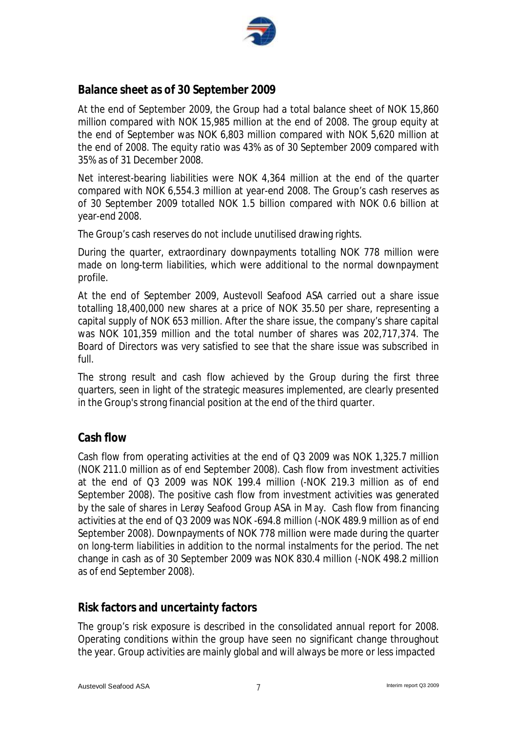## Balance sheet as of 30 September 2009

At the end of September 2009, the Group had a total balance sheet of NOK 15,860 million compared with NOK 15,985 million at the end of 2008. The group equity at the end of September was NOK 6,803 million compared with NOK 5,620 million at the end of 2008. The equity ratio was 43% as of 30 September 2009 compared with 35% as of 31 December 2008.

Net interest-bearing liabilities were NOK 4,364 million at the end of the quarter compared with NOK 6,554.3 million at year-end 2008. The Group's cash reserves as of 30 September 2009 totalled NOK 1.5 billion compared with NOK 0.6 billion at year-end 2008.

The Group's cash reserves do not include unutilised drawing rights.

During the quarter, extraordinary downpayments totalling NOK 778 million were made on long-term liabilities, which were additional to the normal downpayment profile.

At the end of September 2009, Austevoll Seafood ASA carried out a share issue totalling 18,400,000 new shares at a price of NOK 35.50 per share, representing a capital supply of NOK 653 million. After the share issue, the company's share capital was NOK 101,359 million and the total number of shares was 202,717,374. The Board of Directors was very satisfied to see that the share issue was subscribed in full.

The strong result and cash flow achieved by the Group during the first three quarters, seen in light of the strategic measures implemented, are clearly presented in the Group's strong financial position at the end of the third quarter.

## Cash flow

Cash flow from operating activities at the end of Q3 2009 was NOK 1,325.7 million (NOK 211.0 million as of end September 2008). Cash flow from investment activities at the end of Q3 2009 was NOK 199.4 million (-NOK 219.3 million as of end September 2008). The positive cash flow from investment activities was generated by the sale of shares in Lerøy Seafood Group ASA in May. Cash flow from financing activities at the end of Q3 2009 was NOK -694.8 million (-NOK 489.9 million as of end September 2008). Downpayments of NOK 778 million were made during the quarter on long-term liabilities in addition to the normal instalments for the period. The net change in cash as of 30 September 2009 was NOK 830.4 million (-NOK 498.2 million as of end September 2008).

## Risk factors and uncertainty factors

The group's risk exposure is described in the consolidated annual report for 2008. Operating conditions within the group have seen no significant change throughout the year. Group activities are mainly global and will always be more or less impacted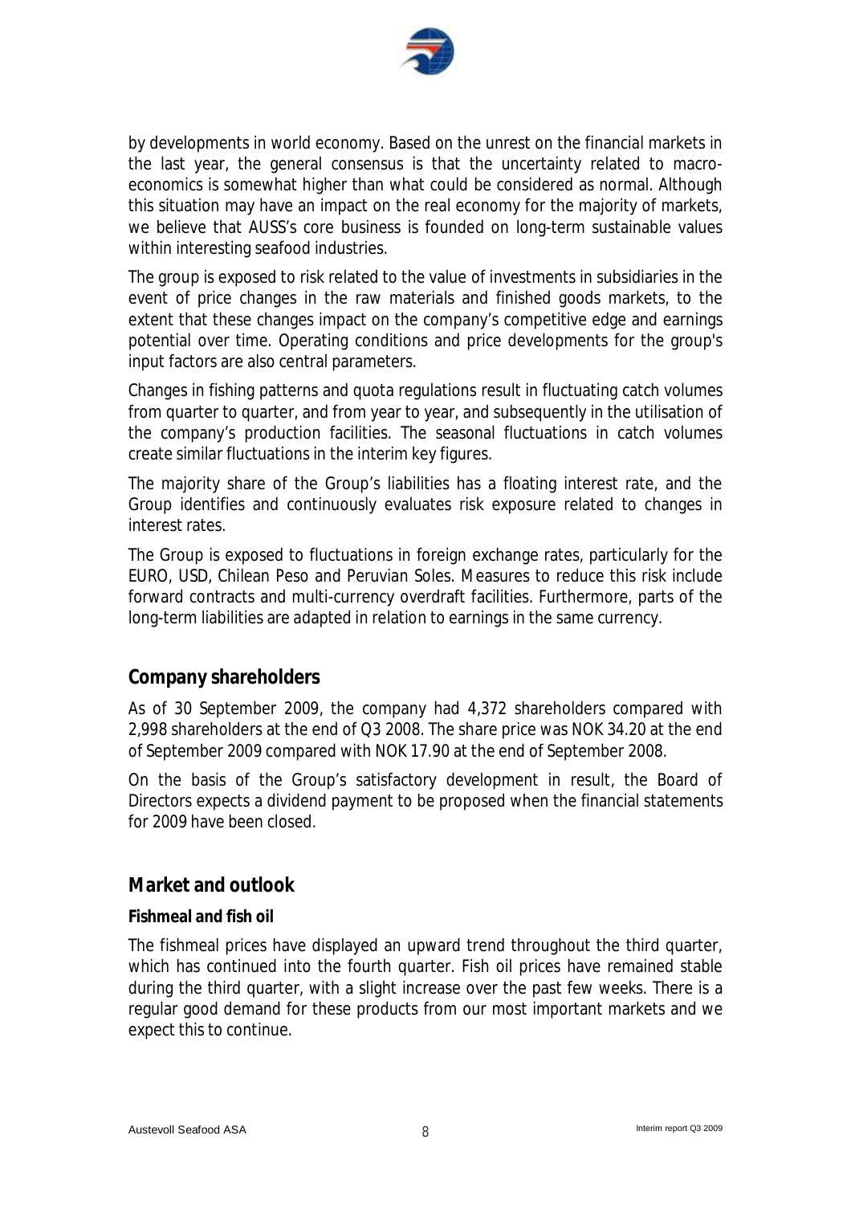by developments in world economy. Based on the unrest on the financial markets in the last year, the general consensus is that the uncertainty related to macro-economics is somewhat higher than what could be considered as normal. Although this situation may have an impact on the real economy for the majority of markets, we believe that AUSS's core business is founded on long-term sustainable values within interesting seafood industries.

The group is exposed to risk related to the value of investments in subsidiaries in the event of price changes in the raw materials and finished goods markets, to the extent that these changes impact on the company's competitive edge and earnings potential over time. Operating conditions and price developments for the group's input factors are also central parameters.

Changes in fishing patterns and quota regulations result in fluctuating catch volumes from quarter to quarter, and from year to year, and subsequently in the utilisation of the company's production facilities. The seasonal fluctuations in catch volumes create similar fluctuations in the interim key figures.

The majority share of the Group's liabilities has a floating interest rate, and the Group identifies and continuously evaluates risk exposure related to changes in interest rates.

The Group is exposed to fluctuations in foreign exchange rates, particularly for the EURO, USD, Chilean Peso and Peruvian Soles. Measures to reduce this risk include forward contracts and multi-currency overdraft facilities. Furthermore, parts of the long-term liabilities are adapted in relation to earnings in the same currency.

## Company shareholders

As of 30 September 2009, the company had 4,372 shareholders compared with 2,998 shareholders at the end of Q3 2008. The share price was NOK 34.20 at the end of September 2009 compared with NOK 17.90 at the end of September 2008.

On the basis of the Group's satisfactory development in result, the Board of Directors expects a dividend payment to be proposed when the financial statements for 2009 have been closed.

## Market and outlook

### Fishmeal and fish oil

The fishmeal prices have displayed an upward trend throughout the third quarter, which has continued into the fourth quarter. Fish oil prices have remained stable during the third quarter, with a slight increase over the past few weeks. There is a regular good demand for these products from our most important markets and we expect this to continue.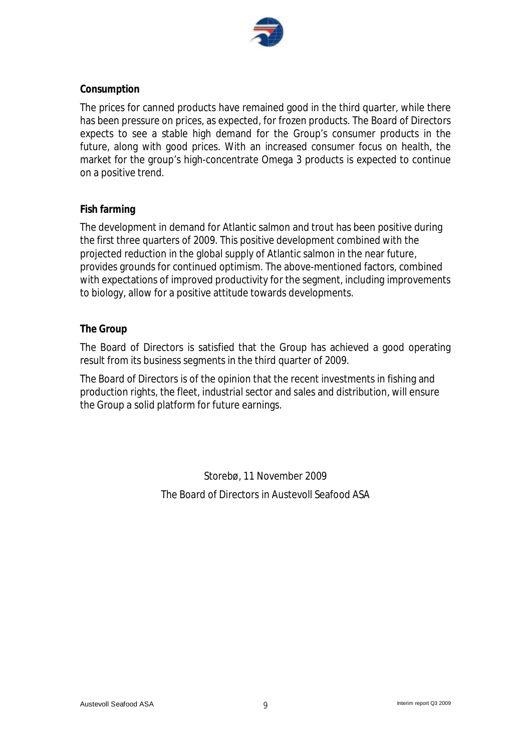**Consumption**

The prices for canned products have remained good in the third quarter, while there has been pressure on prices, as expected, for frozen products. The Board of Directors expects to see a stable high demand for the Group's consumer products in the future, along with good prices. With an increased consumer focus on health, the market for the group's high-concentrate Omega 3 products is expected to continue on a positive trend.

**Fish farming**

The development in demand for Atlantic salmon and trout has been positive during the first three quarters of 2009. This positive development combined with the projected reduction in the global supply of Atlantic salmon in the near future, provides grounds for continued optimism. The above-mentioned factors, combined with expectations of improved productivity for the segment, including improvements to biology, allow for a positive attitude towards developments.

**The Group**

The Board of Directors is satisfied that the Group has achieved a good operating result from its business segments in the third quarter of 2009.

The Board of Directors is of the opinion that the recent investments in fishing and production rights, the fleet, industrial sector and sales and distribution, will ensure the Group a solid platform for future earnings.

Storebø, 11 November 2009

The Board of Directors in Austevoll Seafood ASA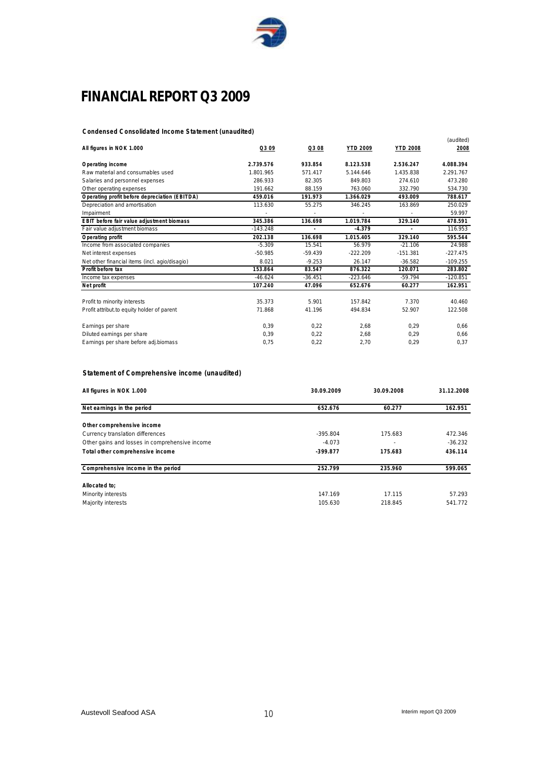# FINANCIAL REPORT Q3 2009

**Condensed Consolidated Income Statement (unaudited)**

| All figures in NOK 1.000 | Q3 09 | Q3 08 | YTD 2009 | YTD 2008 | (audited) 2008 |
|---|---|---|---|---|---|
| **Operating income** | **2.739.576** | **933.854** | **8.123.538** | **2.536.247** | **4.088.394** |
| Raw material and consumables used | 1.801.965 | 571.417 | 5.144.646 | 1.435.838 | 2.291.767 |
| Salaries and personnel expenses | 286.933 | 82.305 | 849.803 | 274.610 | 473.280 |
| Other operating expenses | 191.662 | 88.159 | 763.060 | 332.790 | 534.730 |
| **Operating profit before depreciation (EBITDA)** | **459.016** | **191.973** | **1.366.029** | **493.009** | **788.617** |
| Depreciation and amortisation | 113.630 | 55.275 | 346.245 | 163.869 | 250.029 |
| Impairment | - | - | - | - | 59.997 |
| **EBIT before fair value adjustment biomass** | **345.386** | **136.698** | **1.019.784** | **329.140** | **478.591** |
| Fair value adjustment biomass | -143.248 | - | -4.379 | - | 116.953 |
| **Operating profit** | **202.138** | **136.698** | **1.015.405** | **329.140** | **595.544** |
| Income from associated companies | -5.309 | 15.541 | 56.979 | -21.106 | 24.988 |
| Net interest expenses | -50.985 | -59.439 | -222.209 | -151.381 | -227.475 |
| Net other financial items (incl. agio/disagio) | 8.021 | -9.253 | 26.147 | -36.582 | -109.255 |
| **Profit before tax** | **153.864** | **83.547** | **876.322** | **120.071** | **283.802** |
| Income tax expenses | -46.624 | -36.451 | -223.646 | -59.794 | -120.851 |
| **Net profit** | **107.240** | **47.096** | **652.676** | **60.277** | **162.951** |
| | | | | | |
| Profit to minority interests | 35.373 | 5.901 | 157.842 | 7.370 | 40.460 |
| Profit attribut.to equity holder of parent | 71.868 | 41.196 | 494.834 | 52.907 | 122.508 |
| | | | | | |
| Earnings per share | 0,39 | 0,22 | 2,68 | 0,29 | 0,66 |
| Diluted earnings per share | 0,39 | 0,22 | 2,68 | 0,29 | 0,66 |
| Earnings per share before adj.biomass | 0,75 | 0,22 | 2,70 | 0,29 | 0,37 |

**Statement of Comprehensive income (unaudited)**

| All figures in NOK 1.000 | 30.09.2009 | 30.09.2008 | 31.12.2008 |
|---|---|---|---|
| **Net earnings in the period** | **652.676** | **60.277** | **162.951** |
| | | | |
| **Other comprehensive income** | | | |
| Currency translation differences | -395.804 | 175.683 | 472.346 |
| Other gains and losses in comprehensive income | -4.073 | - | -36.232 |
| **Total other comprehensive income** | **-399.877** | **175.683** | **436.114** |
| | | | |
| **Comprehensive income in the period** | **252.799** | **235.960** | **599.065** |
| | | | |
| **Allocated to;** | | | |
| Minority interests | 147.169 | 17.115 | 57.293 |
| Majority interests | 105.630 | 218.845 | 541.772 |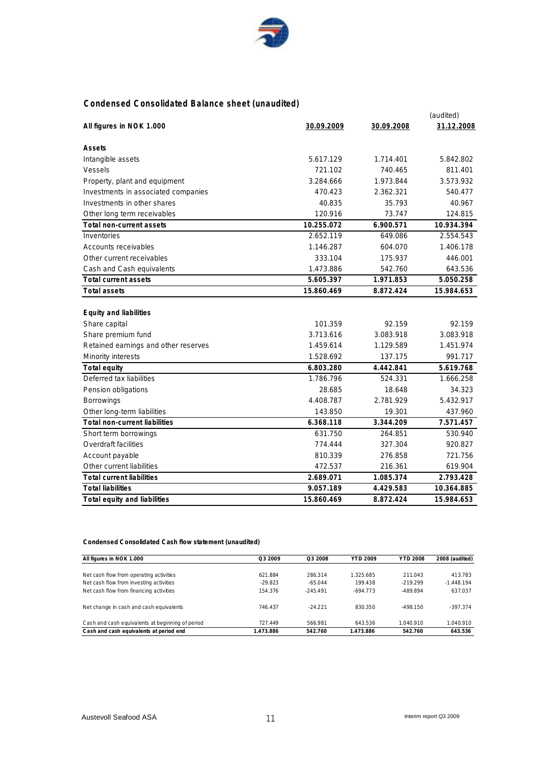## Condensed Consolidated Balance sheet (unaudited)

| All figures in NOK 1.000 | 30.09.2009 | 30.09.2008 | (audited) 31.12.2008 |
|---|---|---|---|
| **Assets** | | | |
| Intangible assets | 5.617.129 | 1.714.401 | 5.842.802 |
| Vessels | 721.102 | 740.465 | 811.401 |
| Property, plant and equipment | 3.284.666 | 1.973.844 | 3.573.932 |
| Investments in associated companies | 470.423 | 2.362.321 | 540.477 |
| Investments in other shares | 40.835 | 35.793 | 40.967 |
| Other long term receivables | 120.916 | 73.747 | 124.815 |
| **Total non-current assets** | **10.255.072** | **6.900.571** | **10.934.394** |
| Inventories | 2.652.119 | 649.086 | 2.554.543 |
| Accounts receivables | 1.146.287 | 604.070 | 1.406.178 |
| Other current receivables | 333.104 | 175.937 | 446.001 |
| Cash and Cash equivalents | 1.473.886 | 542.760 | 643.536 |
| **Total current assets** | **5.605.397** | **1.971.853** | **5.050.258** |
| **Total assets** | **15.860.469** | **8.872.424** | **15.984.653** |
| | | | |
| **Equity and liabilities** | | | |
| Share capital | 101.359 | 92.159 | 92.159 |
| Share premium fund | 3.713.616 | 3.083.918 | 3.083.918 |
| Retained earnings and other reserves | 1.459.614 | 1.129.589 | 1.451.974 |
| Minority interests | 1.528.692 | 137.175 | 991.717 |
| **Total equity** | **6.803.280** | **4.442.841** | **5.619.768** |
| Deferred tax liabilities | 1.786.796 | 524.331 | 1.666.258 |
| Pension obligations | 28.685 | 18.648 | 34.323 |
| Borrowings | 4.408.787 | 2.781.929 | 5.432.917 |
| Other long-term liabilities | 143.850 | 19.301 | 437.960 |
| **Total non-current liabilities** | **6.368.118** | **3.344.209** | **7.571.457** |
| Short term borrowings | 631.750 | 264.851 | 530.940 |
| Overdraft facilities | 774.444 | 327.304 | 920.827 |
| Account payable | 810.339 | 276.858 | 721.756 |
| Other current liabilities | 472.537 | 216.361 | 619.904 |
| **Total current liabilities** | **2.689.071** | **1.085.374** | **2.793.428** |
| **Total liabilities** | **9.057.189** | **4.429.583** | **10.364.885** |
| **Total equity and liabilities** | **15.860.469** | **8.872.424** | **15.984.653** |

#### Condensed Consolidated Cash flow statement (unaudited)

| All figures in NOK 1.000 | Q3 2009 | Q3 2008 | YTD 2009 | YTD 2008 | 2008 (audited) |
|---|---|---|---|---|---|
| Net cash flow from operating activities | 621.884 | 286.314 | 1.325.685 | 211.043 | 413.783 |
| Net cash flow from investing activities | -29.823 | -65.044 | 199.438 | -219.299 | -1.448.194 |
| Net cash flow from financing activities | 154.376 | -245.491 | -694.773 | -489.894 | 637.037 |
| | | | | | |
| Net change in cash and cash equivalents | 746.437 | -24.221 | 830.350 | -498.150 | -397.374 |
| | | | | | |
| Cash and cash equivalents at beginning of period | 727.449 | 566.981 | 643.536 | 1.040.910 | 1.040.910 |
| **Cash and cash equivalents at period end** | **1.473.886** | **542.760** | **1.473.886** | **542.760** | **643.536** |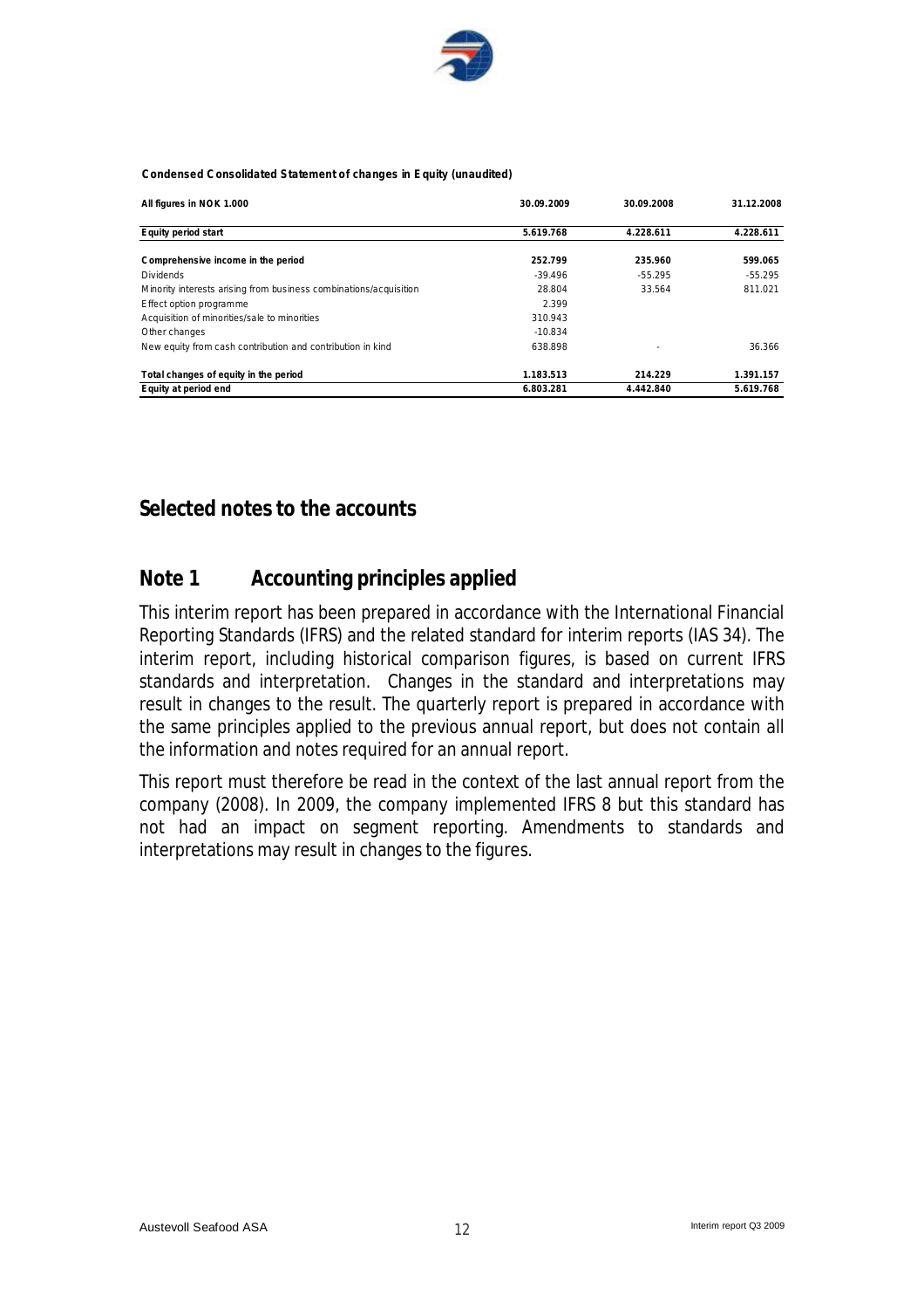**Condensed Consolidated Statement of changes in Equity (unaudited)**

| All figures in NOK 1.000 | 30.09.2009 | 30.09.2008 | 31.12.2008 |
|---|---|---|---|
| **Equity period start** | **5.619.768** | **4.228.611** | **4.228.611** |
| **Comprehensive income in the period** | **252.799** | **235.960** | **599.065** |
| Dividends | -39.496 | -55.295 | -55.295 |
| Minority interests arising from business combinations/acquisition | 28.804 | 33.564 | 811.021 |
| Effect option programme | 2.399 | | |
| Acquisition of minorities/sale to minorities | 310.943 | | |
| Other changes | -10.834 | | |
| New equity from cash contribution and contribution in kind | 638.898 | - | 36.366 |
| **Total changes of equity in the period** | **1.183.513** | **214.229** | **1.391.157** |
| **Equity at period end** | **6.803.281** | **4.442.840** | **5.619.768** |

# Selected notes to the accounts

## Note 1 Accounting principles applied

This interim report has been prepared in accordance with the International Financial Reporting Standards (IFRS) and the related standard for interim reports (IAS 34). The interim report, including historical comparison figures, is based on current IFRS standards and interpretation. Changes in the standard and interpretations may result in changes to the result. The quarterly report is prepared in accordance with the same principles applied to the previous annual report, but does not contain all the information and notes required for an annual report.

This report must therefore be read in the context of the last annual report from the company (2008). In 2009, the company implemented IFRS 8 but this standard has not had an impact on segment reporting. Amendments to standards and interpretations may result in changes to the figures.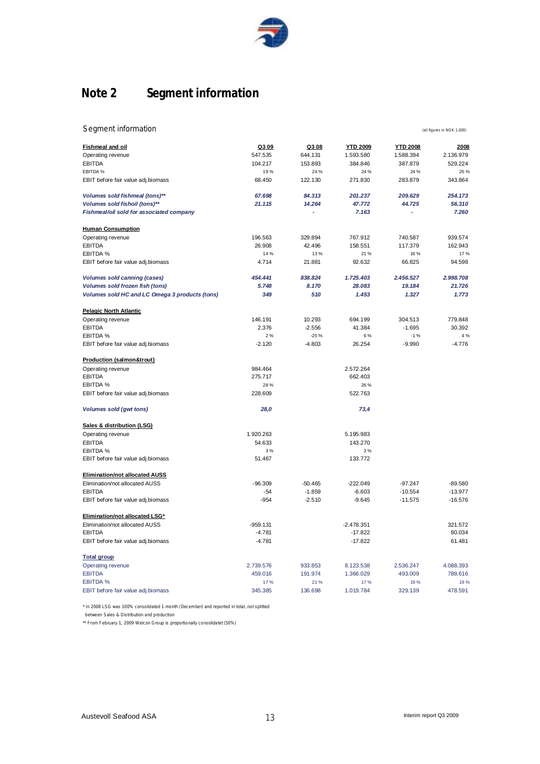# Note 2 Segment information

Segment information (all figures in NOK 1.000)

| Fishmeal and oil | Q3 09 | Q3 08 | YTD 2009 | YTD 2008 | 2008 |
|---|---|---|---|---|---|
| Operating revenue | 547.535 | 644.131 | 1.593.580 | 1.588.394 | 2.136.979 |
| EBITDA | 104.217 | 153.893 | 384.846 | 387.879 | 529.224 |
| EBITDA % | 19 % | 24 % | 24 % | 24 % | 25 % |
| EBIT before fair value adj.biomass | 68.450 | 122.130 | 271.830 | 283.879 | 343.864 |
| *Volumes sold fishmeal (tons)*** | *67.698* | *84.313* | *201.237* | *209.629* | *254.173* |
| *Volumes sold fishoil (tons)*** | *21.115* | *14.264* | *47.772* | *44.725* | *56.310* |
| *Fishmeal/oil sold for associated company* | | - | *7.163* | - | *7.260* |
| **Human Consumption** | | | | | |
| Operating revenue | 196.563 | 329.894 | 767.912 | 740.587 | 939.574 |
| EBITDA | 26.908 | 42.496 | 158.551 | 117.379 | 162.943 |
| EBITDA % | 14 % | 13 % | 21 % | 16 % | 17 % |
| EBIT before fair value adj.biomass | 4.714 | 21.881 | 92.632 | 66.825 | 94.598 |
| *Volumes sold canning (cases)* | *454.441* | *838.824* | *1.725.403* | *2.456.527* | *2.998.708* |
| *Volumes sold frozen fish (tons)* | *5.748* | *8.170* | *28.083* | *19.184* | *21.726* |
| *Volumes sold HC and LC Omega 3 products (tons)* | *349* | *510* | *1.453* | *1.327* | *1.773* |
| **Pelagic North Atlantic** | | | | | |
| Operating revenue | 146.191 | 10.293 | 694.199 | 304.513 | 779.848 |
| EBITDA | 2.376 | -2.556 | 41.384 | -1.695 | 30.392 |
| EBITDA % | 2 % | -25 % | 6 % | -1 % | 4 % |
| EBIT before fair value adj.biomass | -2.120 | -4.803 | 26.254 | -9.990 | -4.776 |
| **Production (salmon&trout)** | | | | | |
| Operating revenue | 984.464 | | 2.572.264 | | |
| EBITDA | 275.717 | | 662.403 | | |
| EBITDA % | 28 % | | 26 % | | |
| EBIT before fair value adj.biomass | 228.609 | | 522.763 | | |
| *Volumes sold (gwt tons)* | *28,0* | | *73,4* | | |
| **Sales & distribution (LSG)** | | | | | |
| Operating revenue | 1.920.263 | | 5.195.983 | | |
| EBITDA | 54.633 | | 143.270 | | |
| EBITDA % | 3 % | | 3 % | | |
| EBIT before fair value adj.biomass | 51.467 | | 133.772 | | |
| **Elimination/not allocated AUSS** | | | | | |
| Elimination/not allocated AUSS | -96.309 | -50.465 | -222.049 | -97.247 | -89.580 |
| EBITDA | -54 | -1.859 | -6.603 | -10.554 | -13.977 |
| EBIT before fair value adj.biomass | -954 | -2.510 | -9.645 | -11.575 | -16.576 |
| **Elimination/not allocated LSG*** | | | | | |
| Elimination/not allocated AUSS | -959.131 | | -2.478.351 | | 321.572 |
| EBITDA | -4.781 | | -17.822 | | 80.034 |
| EBIT before fair value adj.biomass | -4.781 | | -17.822 | | 61.481 |
| **Total group** | | | | | |
| Operating revenue | 2.739.576 | 933.853 | 8.123.538 | 2.536.247 | 4.088.393 |
| EBITDA | 459.016 | 191.974 | 1.366.029 | 493.009 | 788.616 |
| EBITDA % | 17 % | 21 % | 17 % | 19 % | 19 % |
| EBIT before fair value adj.biomass | 345.385 | 136.698 | 1.019.784 | 329.139 | 478.591 |

* In 2008 LSG was 100% consolidated 1 month (December) and reported in total, not splitted between Sales & Distribution and production

** From February 1, 2009 Welcon Group is proportionally consolidatet (50%)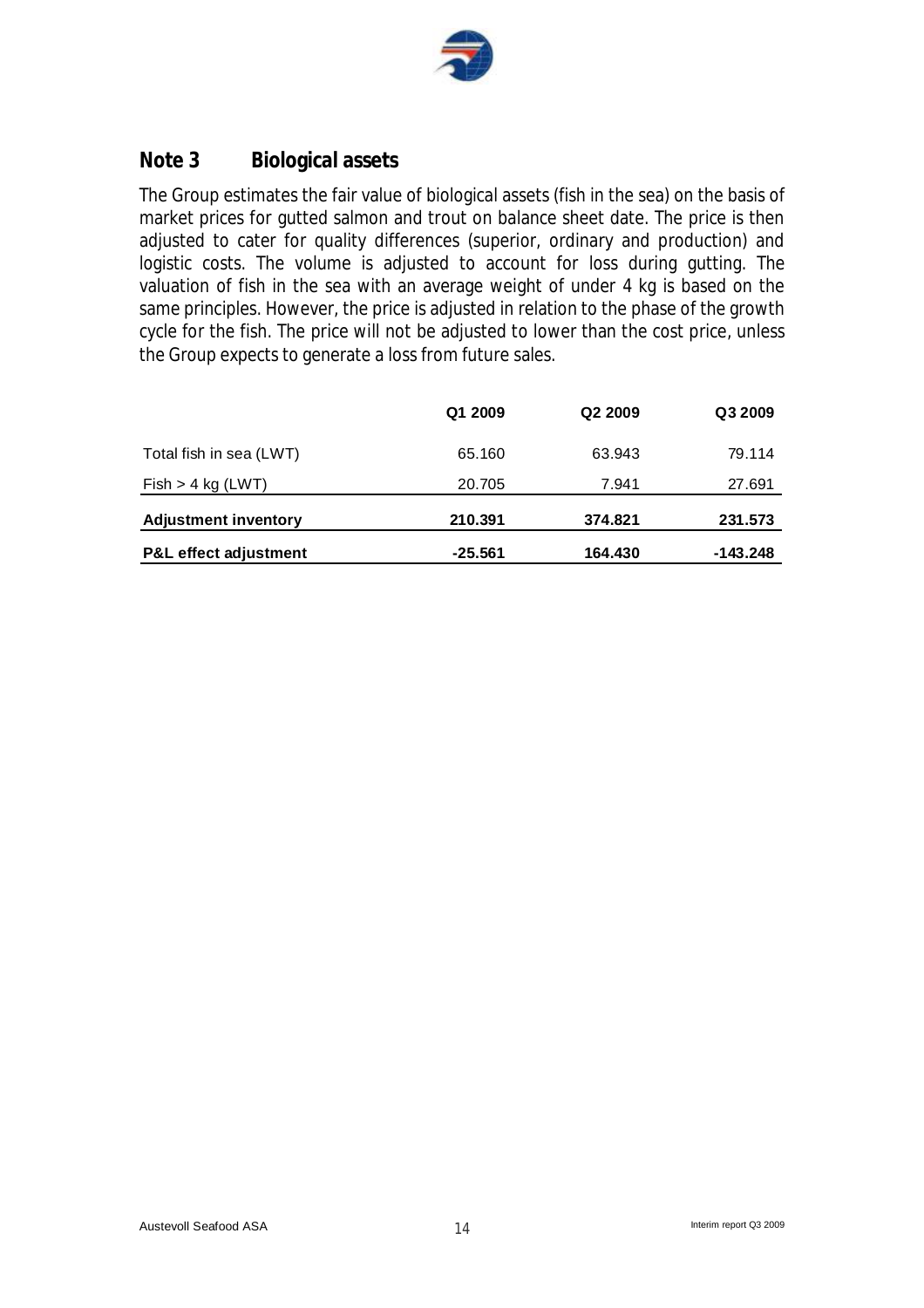## Note 3 Biological assets

The Group estimates the fair value of biological assets (fish in the sea) on the basis of market prices for gutted salmon and trout on balance sheet date. The price is then adjusted to cater for quality differences (superior, ordinary and production) and logistic costs. The volume is adjusted to account for loss during gutting. The valuation of fish in the sea with an average weight of under 4 kg is based on the same principles. However, the price is adjusted in relation to the phase of the growth cycle for the fish. The price will not be adjusted to lower than the cost price, unless the Group expects to generate a loss from future sales.

| | Q1 2009 | Q2 2009 | Q3 2009 |
|---|---|---|---|
| Total fish in sea (LWT) | 65.160 | 63.943 | 79.114 |
| Fish > 4 kg (LWT) | 20.705 | 7.941 | 27.691 |
| **Adjustment inventory** | **210.391** | **374.821** | **231.573** |
| **P&L effect adjustment** | **-25.561** | **164.430** | **-143.248** |